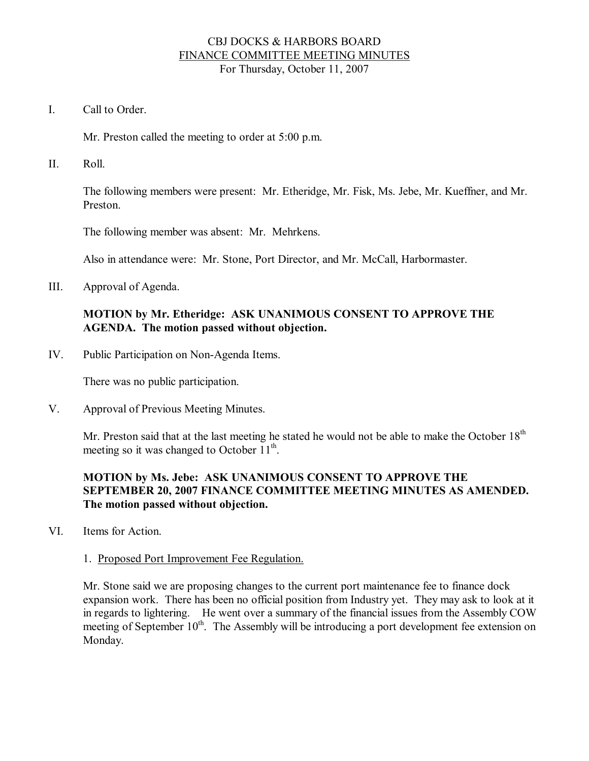# CBJ DOCKS & HARBORS BOARD

## FINANCE COMMITTEE MEETING MINUTES

For Thursday, October 11, 2007

I. Call to Order.

Mr. Preston called the meeting to order at 5:00 p.m.

II. Roll.

The following members were present: Mr. Etheridge, Mr. Fisk, Ms. Jebe, Mr. Kueffner, and Mr. Preston.

The following member was absent: Mr. Mehrkens.

Also in attendance were: Mr. Stone, Port Director, and Mr. McCall, Harbormaster.

III. Approval of Agenda.

**MOTION by Mr. Etheridge: ASK UNANIMOUS CONSENT TO APPROVE THE AGENDA. The motion passed without objection.**

IV. Public Participation on Non-Agenda Items.

There was no public participation.

V. Approval of Previous Meeting Minutes.

Mr. Preston said that at the last meeting he stated he would not be able to make the October 18th meeting so it was changed to October 11th.

**MOTION by Ms. Jebe: ASK UNANIMOUS CONSENT TO APPROVE THE SEPTEMBER 20, 2007 FINANCE COMMITTEE MEETING MINUTES AS AMENDED. The motion passed without objection.**

VI. Items for Action.

1. Proposed Port Improvement Fee Regulation.

Mr. Stone said we are proposing changes to the current port maintenance fee to finance dock expansion work. There has been no official position from Industry yet. They may ask to look at it in regards to lightering. He went over a summary of the financial issues from the Assembly COW meeting of September 10th. The Assembly will be introducing a port development fee extension on Monday.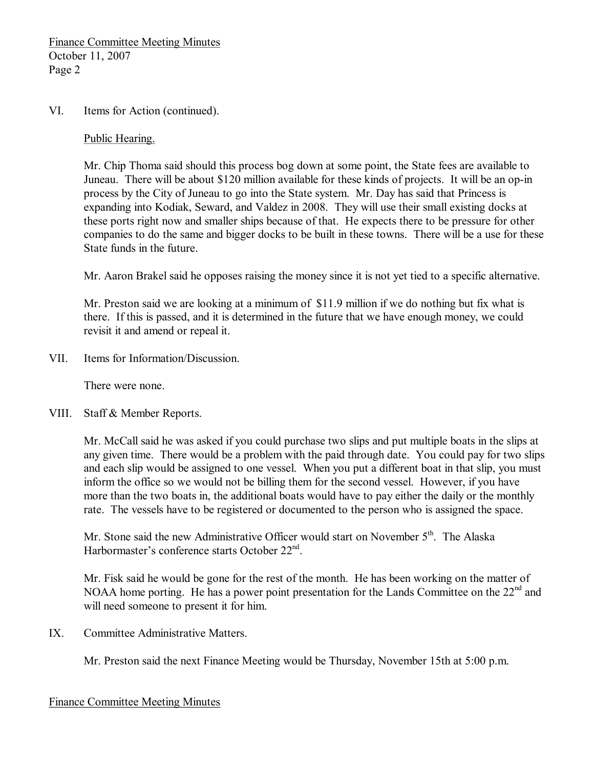VI. Items for Action (continued).

Public Hearing.

Mr. Chip Thoma said should this process bog down at some point, the State fees are available to Juneau. There will be about $120 million available for these kinds of projects. It will be an op-in process by the City of Juneau to go into the State system. Mr. Day has said that Princess is expanding into Kodiak, Seward, and Valdez in 2008. They will use their small existing docks at these ports right now and smaller ships because of that. He expects there to be pressure for other companies to do the same and bigger docks to be built in these towns. There will be a use for these State funds in the future.

Mr. Aaron Brakel said he opposes raising the money since it is not yet tied to a specific alternative.

Mr. Preston said we are looking at a minimum of $11.9 million if we do nothing but fix what is there. If this is passed, and it is determined in the future that we have enough money, we could revisit it and amend or repeal it.

VII. Items for Information/Discussion.

There were none.

VIII. Staff & Member Reports.

Mr. McCall said he was asked if you could purchase two slips and put multiple boats in the slips at any given time. There would be a problem with the paid through date. You could pay for two slips and each slip would be assigned to one vessel. When you put a different boat in that slip, you must inform the office so we would not be billing them for the second vessel. However, if you have more than the two boats in, the additional boats would have to pay either the daily or the monthly rate. The vessels have to be registered or documented to the person who is assigned the space.

Mr. Stone said the new Administrative Officer would start on November 5th. The Alaska Harbormaster's conference starts October 22nd.

Mr. Fisk said he would be gone for the rest of the month. He has been working on the matter of NOAA home porting. He has a power point presentation for the Lands Committee on the 22nd and will need someone to present it for him.

IX. Committee Administrative Matters.

Mr. Preston said the next Finance Meeting would be Thursday, November 15th at 5:00 p.m.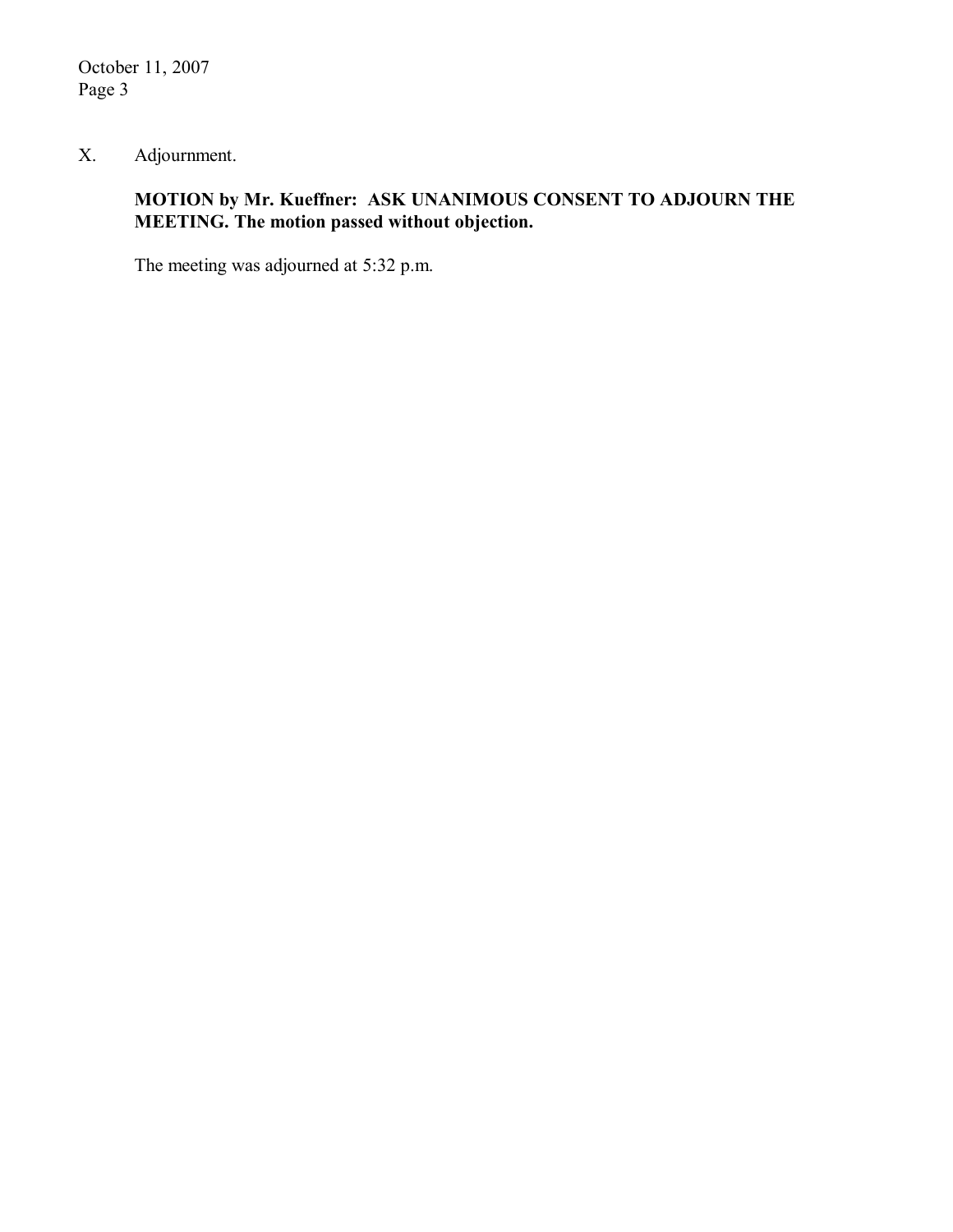X. Adjournment.

**MOTION by Mr. Kueffner: ASK UNANIMOUS CONSENT TO ADJOURN THE MEETING. The motion passed without objection.**

The meeting was adjourned at 5:32 p.m.